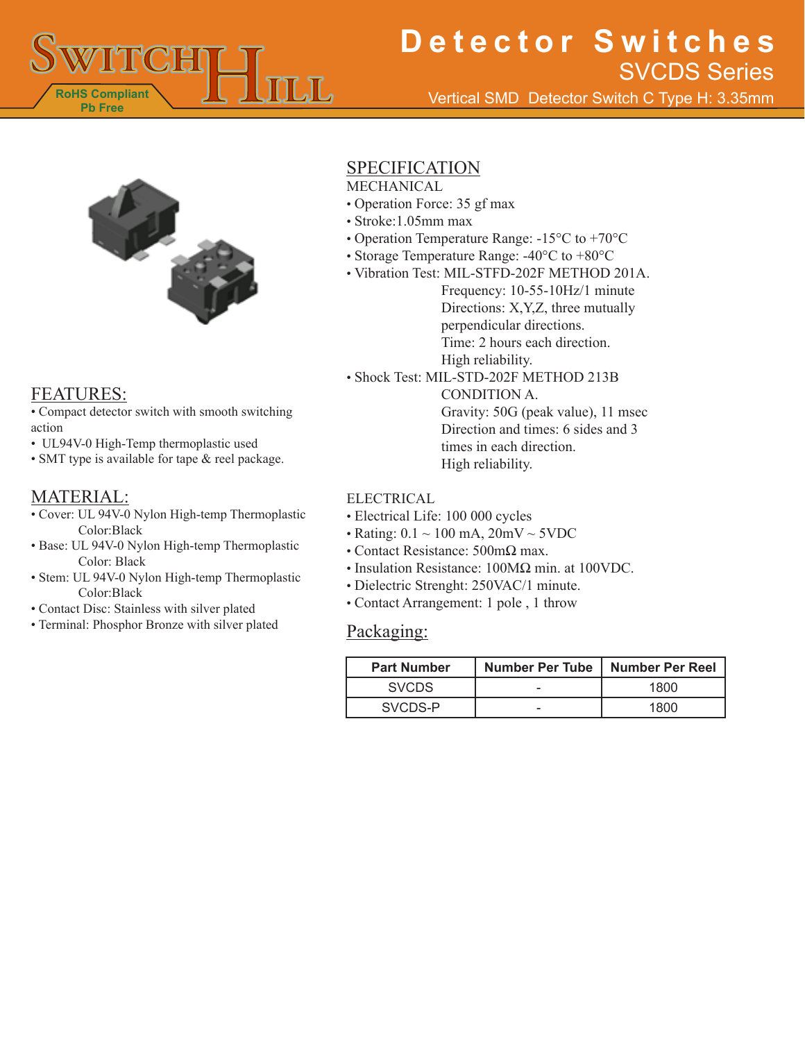# Detector Switches

## SVCDS Series

Vertical SMD Detector Switch C Type H: 3.35mm

RoHS Compliant
Pb Free

## FEATURES:

- Compact detector switch with smooth switching action
- UL94V-0 High-Temp thermoplastic used
- SMT type is available for tape & reel package.

## MATERIAL:

- Cover: UL 94V-0 Nylon High-temp Thermoplastic
  Color:Black
- Base: UL 94V-0 Nylon High-temp Thermoplastic
  Color: Black
- Stem: UL 94V-0 Nylon High-temp Thermoplastic
  Color:Black
- Contact Disc: Stainless with silver plated
- Terminal: Phosphor Bronze with silver plated

## SPECIFICATION

MECHANICAL

- Operation Force: 35 gf max
- Stroke:1.05mm max
- Operation Temperature Range: -15°C to +70°C
- Storage Temperature Range: -40°C to +80°C
- Vibration Test: MIL-STFD-202F METHOD 201A.
  Frequency: 10-55-10Hz/1 minute
  Directions: X,Y,Z, three mutually perpendicular directions.
  Time: 2 hours each direction.
  High reliability.
- Shock Test: MIL-STD-202F METHOD 213B
  CONDITION A.
  Gravity: 50G (peak value), 11 msec
  Direction and times: 6 sides and 3 times in each direction.
  High reliability.

ELECTRICAL

- Electrical Life: 100 000 cycles
- Rating: 0.1 ~ 100 mA, 20mV ~ 5VDC
- Contact Resistance: 500mΩ max.
- Insulation Resistance: 100MΩ min. at 100VDC.
- Dielectric Strenght: 250VAC/1 minute.
- Contact Arrangement: 1 pole , 1 throw

## Packaging:

| Part Number | Number Per Tube | Number Per Reel |
|---|---|---|
| SVCDS | - | 1800 |
| SVCDS-P | - | 1800 |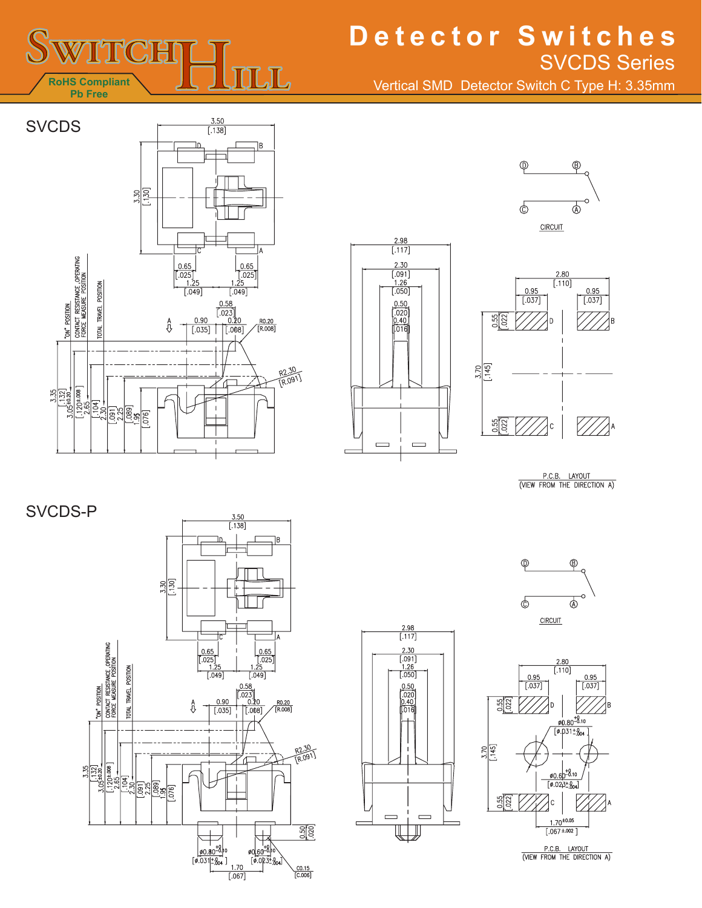# Detector Switches

## SVCDS Series

Vertical SMD Detector Switch C Type H: 3.35mm

RoHS Compliant
Pb Free

## SVCDS

3.50 [.138]

3.30 [.130]

D B C A

0.65 [.025] 0.65 [.025]

1.25 [.049] 1.25 [.049]

"ON" POSITION
CONTACT RESISTANCE, OPERATING FORCE MEASURE POSITION
TOTAL TRAVEL POSITION

A

0.90 [.035]

0.58 [.023]

0.20 [.008]

R0.20 [R.008]

R2.30 [R.091]

3.35 [.132]

3.05±0.20 [.120±.008]

2.65 [.104]

2.30 [.091]

2.25 [.089]

1.95 [.076]

2.98 [.117]

2.30 [.091]

1.26 [.050]

0.50 [.020]

0.40 [.016]

CIRCUIT

2.80 [.110]

0.95 [.037] 0.95 [.037]

0.55 [.022]

3.70 [.145]

0.55 [.022]

P.C.B. LAYOUT
(VIEW FROM THE DIRECTION A)

## SVCDS-P

3.50 [.138]

3.30 [.130]

D B C A

0.65 [.025] 0.65 [.025]

1.25 [.049] 1.25 [.049]

"ON" POSITION
CONTACT RESISTANCE, OPERATING FORCE MEASURE POSITION
TOTAL TRAVEL POSITION

A

0.90 [.035]

0.58 [.023]

0.20 [.008]

R0.20 [R.008]

R2.30 [R.091]

3.35 [.132]

3.05±0.20 [.120±.008]

2.65 [.104]

2.30 [.091]

2.25 [.089]

1.95 [.076]

0.50 [.020]

ø0.80 $^{+0}_{-0.10}$ [ø.031 $^{+0}_{-.004}$]

ø0.60 $^{+0}_{-0.10}$ [ø.023 $^{+0}_{-.004}$]

1.70 [.067]

C0.15 [C.006]

2.98 [.117]

2.30 [.091]

1.26 [.050]

0.50 [.020]

0.40 [.016]

CIRCUIT

2.80 [.110]

0.95 [.037] 0.95 [.037]

0.55 [.022]

3.70 [.145]

ø0.80 $^{+0}_{-0.10}$ [ø.031 $^{+0}_{-.004}$]

ø0.60 $^{+0}_{-0.10}$ [ø.023 $^{+0}_{-.004}$]

0.55 [.022]

1.70 $^{\pm0.05}$ [.067 $^{\pm.002}$]

P.C.B. LAYOUT
(VIEW FROM THE DIRECTION A)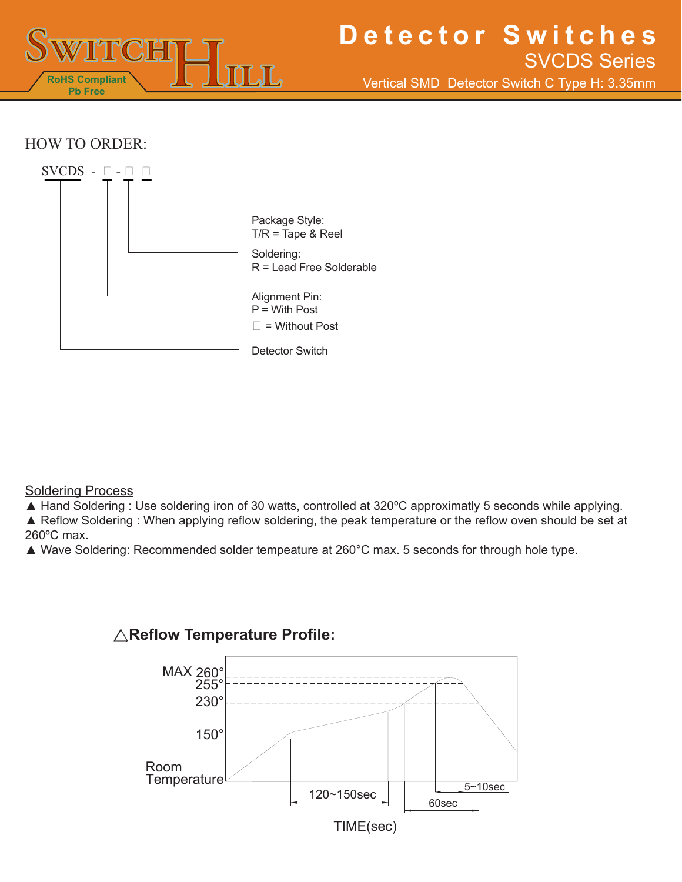## HOW TO ORDER:

SVCDS - □ - □ □

- Package Style:
  T/R = Tape & Reel
- Soldering:
  R = Lead Free Solderable
- Alignment Pin:
  P = With Post
  □ = Without Post
- Detector Switch

## Soldering Process

▲ Hand Soldering : Use soldering iron of 30 watts, controlled at 320ºC approximatly 5 seconds while applying.

▲ Reflow Soldering : When applying reflow soldering, the peak temperature or the reflow oven should be set at 260ºC max.

▲ Wave Soldering: Recommended solder tempeature at 260°C max. 5 seconds for through hole type.

### △Reflow Temperature Profile:

MAX 260°
255°
230°
150°
Room Temperature
120~150sec
60sec
5~10sec
TIME(sec)